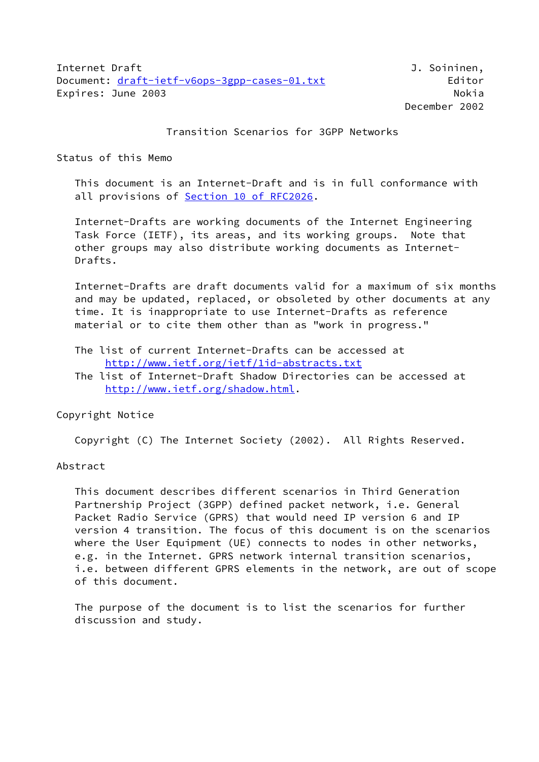Internet Draft J. Soininen,
Document: draft-ietf-v6ops-3gpp-cases-01.txt Editor
Expires: June 2003 Nokia
December 2002

# Transition Scenarios for 3GPP Networks

## Status of this Memo

This document is an Internet-Draft and is in full conformance with all provisions of Section 10 of RFC2026.

Internet-Drafts are working documents of the Internet Engineering Task Force (IETF), its areas, and its working groups. Note that other groups may also distribute working documents as Internet-Drafts.

Internet-Drafts are draft documents valid for a maximum of six months and may be updated, replaced, or obsoleted by other documents at any time. It is inappropriate to use Internet-Drafts as reference material or to cite them other than as "work in progress."

The list of current Internet-Drafts can be accessed at
http://www.ietf.org/ietf/1id-abstracts.txt
The list of Internet-Draft Shadow Directories can be accessed at
http://www.ietf.org/shadow.html.

## Copyright Notice

Copyright (C) The Internet Society (2002). All Rights Reserved.

## Abstract

This document describes different scenarios in Third Generation Partnership Project (3GPP) defined packet network, i.e. General Packet Radio Service (GPRS) that would need IP version 6 and IP version 4 transition. The focus of this document is on the scenarios where the User Equipment (UE) connects to nodes in other networks, e.g. in the Internet. GPRS network internal transition scenarios, i.e. between different GPRS elements in the network, are out of scope of this document.

The purpose of the document is to list the scenarios for further discussion and study.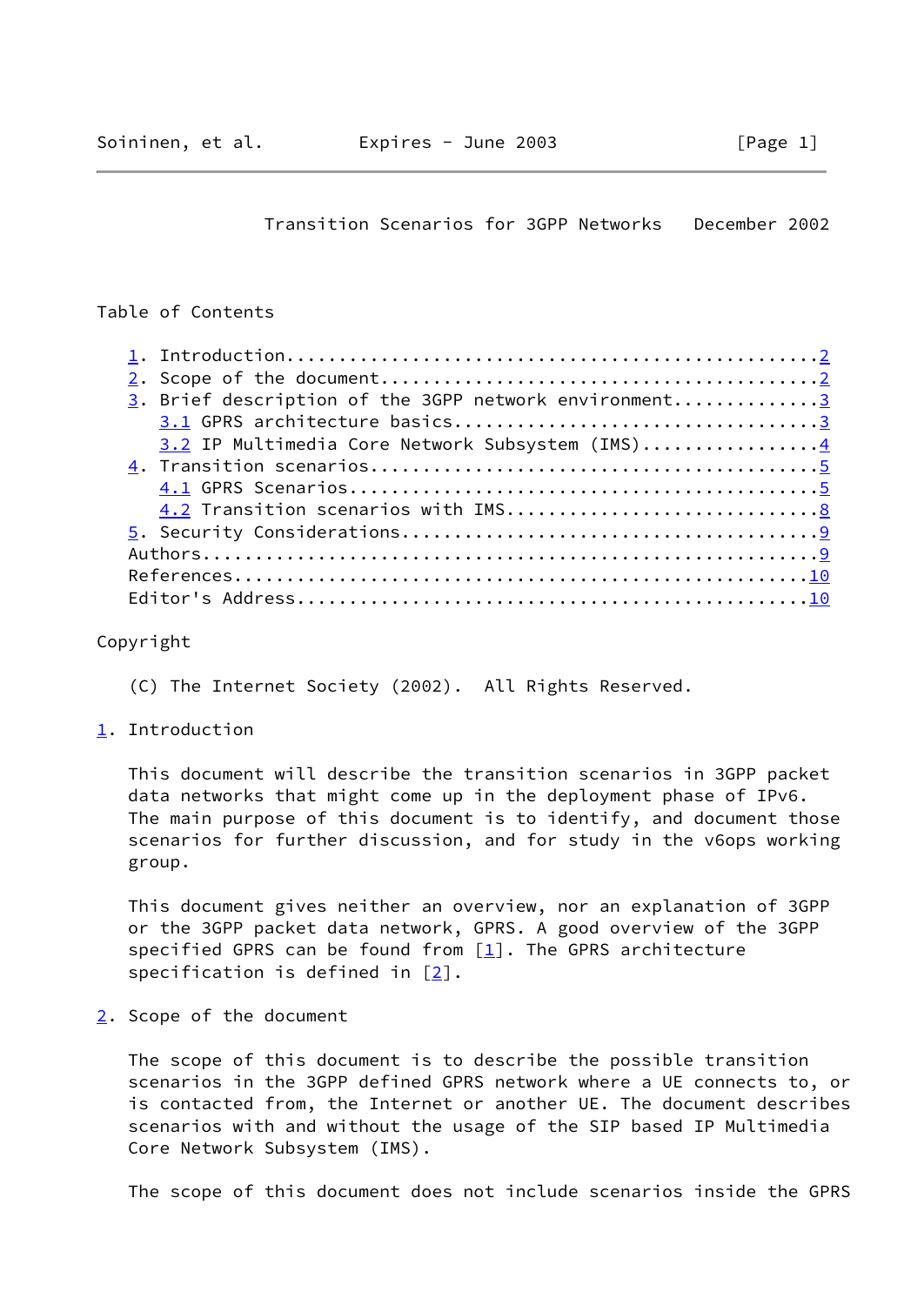Table of Contents

1. Introduction....................................................2
2. Scope of the document...........................................2
3. Brief description of the 3GPP network environment.............3
   3.1 GPRS architecture basics....................................3
   3.2 IP Multimedia Core Network Subsystem (IMS).................4
4. Transition scenarios............................................5
   4.1 GPRS Scenarios..............................................5
   4.2 Transition scenarios with IMS...............................8
5. Security Considerations.........................................9
Authors............................................................9
References........................................................10
Editor's Address..................................................10

Copyright

(C) The Internet Society (2002).  All Rights Reserved.

## 1. Introduction

This document will describe the transition scenarios in 3GPP packet data networks that might come up in the deployment phase of IPv6. The main purpose of this document is to identify, and document those scenarios for further discussion, and for study in the v6ops working group.

This document gives neither an overview, nor an explanation of 3GPP or the 3GPP packet data network, GPRS. A good overview of the 3GPP specified GPRS can be found from [1]. The GPRS architecture specification is defined in [2].

## 2. Scope of the document

The scope of this document is to describe the possible transition scenarios in the 3GPP defined GPRS network where a UE connects to, or is contacted from, the Internet or another UE. The document describes scenarios with and without the usage of the SIP based IP Multimedia Core Network Subsystem (IMS).

The scope of this document does not include scenarios inside the GPRS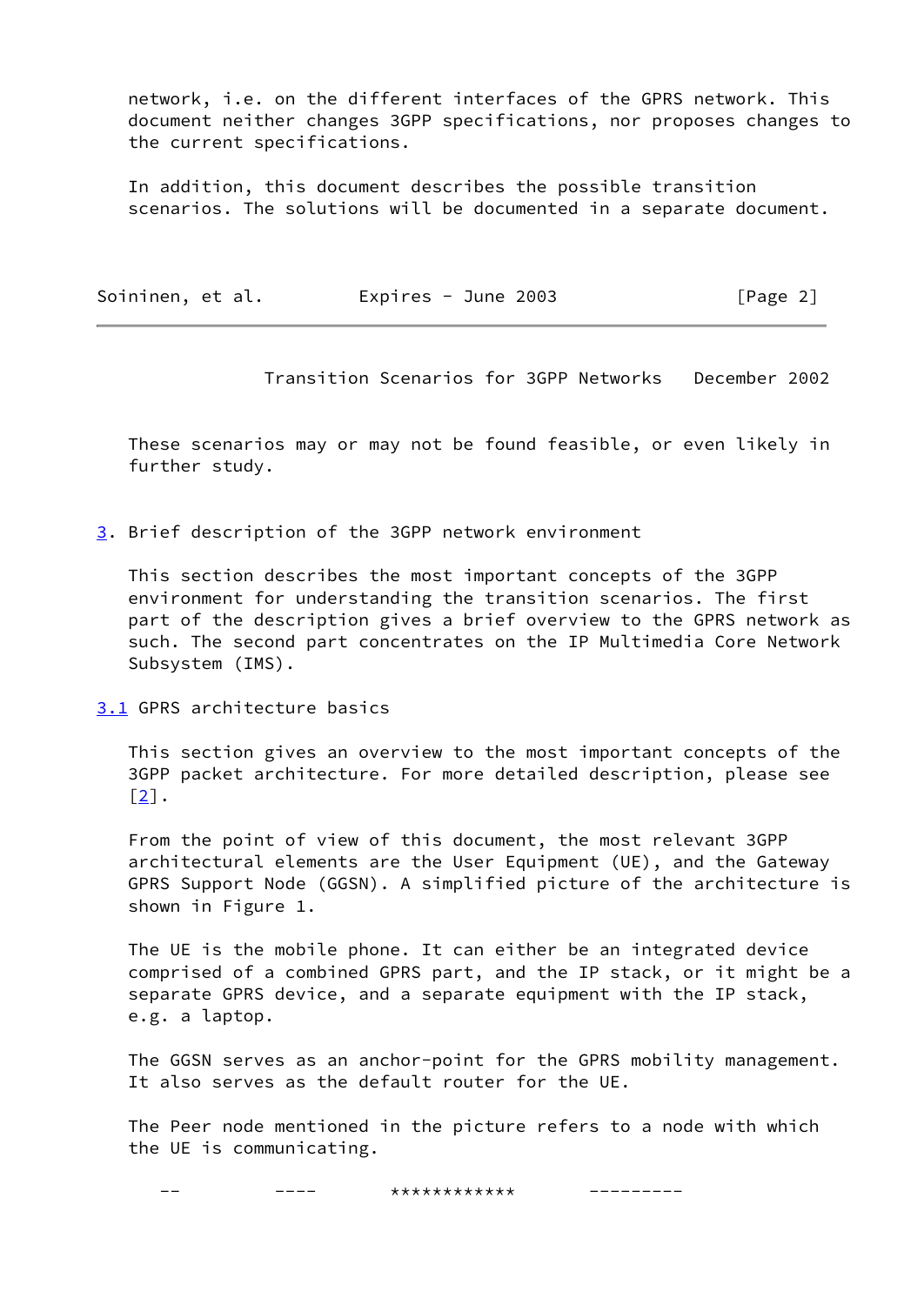network, i.e. on the different interfaces of the GPRS network. This document neither changes 3GPP specifications, nor proposes changes to the current specifications.

In addition, this document describes the possible transition scenarios. The solutions will be documented in a separate document.

These scenarios may or may not be found feasible, or even likely in further study.

## 3. Brief description of the 3GPP network environment

This section describes the most important concepts of the 3GPP environment for understanding the transition scenarios. The first part of the description gives a brief overview to the GPRS network as such. The second part concentrates on the IP Multimedia Core Network Subsystem (IMS).

### 3.1 GPRS architecture basics

This section gives an overview to the most important concepts of the 3GPP packet architecture. For more detailed description, please see [2].

From the point of view of this document, the most relevant 3GPP architectural elements are the User Equipment (UE), and the Gateway GPRS Support Node (GGSN). A simplified picture of the architecture is shown in Figure 1.

The UE is the mobile phone. It can either be an integrated device comprised of a combined GPRS part, and the IP stack, or it might be a separate GPRS device, and a separate equipment with the IP stack, e.g. a laptop.

The GGSN serves as an anchor-point for the GPRS mobility management. It also serves as the default router for the UE.

The Peer node mentioned in the picture refers to a node with which the UE is communicating.

```
   --         ----       ************       ---------
```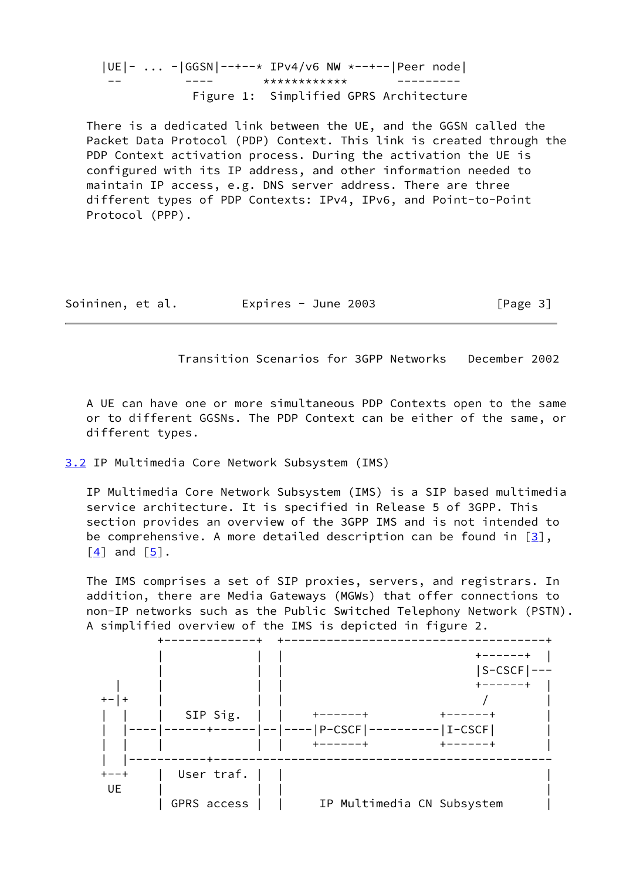```
|UE|- ... -|GGSN|--+--* IPv4/v6 NW *--+--|Peer node|
 --         ----       ************       ---------
              Figure 1:  Simplified GPRS Architecture
```

There is a dedicated link between the UE, and the GGSN called the Packet Data Protocol (PDP) Context. This link is created through the PDP Context activation process. During the activation the UE is configured with its IP address, and other information needed to maintain IP access, e.g. DNS server address. There are three different types of PDP Contexts: IPv4, IPv6, and Point-to-Point Protocol (PPP).

A UE can have one or more simultaneous PDP Contexts open to the same or to different GGSNs. The PDP Context can be either of the same, or different types.

### 3.2 IP Multimedia Core Network Subsystem (IMS)

IP Multimedia Core Network Subsystem (IMS) is a SIP based multimedia service architecture. It is specified in Release 5 of 3GPP. This section provides an overview of the 3GPP IMS and is not intended to be comprehensive. A more detailed description can be found in [3], [4] and [5].

The IMS comprises a set of SIP proxies, servers, and registrars. In addition, there are Media Gateways (MGWs) that offer connections to non-IP networks such as the Public Switched Telephony Network (PSTN). A simplified overview of the IMS is depicted in figure 2.

```
         +-------------+  +-----------------------------------+
         |             |  |                         +-------+  |
         |             |  |                         |S-CSCF|---
    |    |             |  |                         +-------+  |
  +-|+   |             |  |                          /         |
  |  |   |  SIP Sig.   |  |   +-------+         +-------+      |
  |  |---|------+------|--|---|P-CSCF|----------|I-CSCF|      |
  |  |   |             |  |   +-------+         +-------+      |
  |  |-----------+---------------------------------------------
  +--+   |  User traf. |  |                                    |
   UE    |             |  |                                    |
         | GPRS access |  |    IP Multimedia CN Subsystem      |
```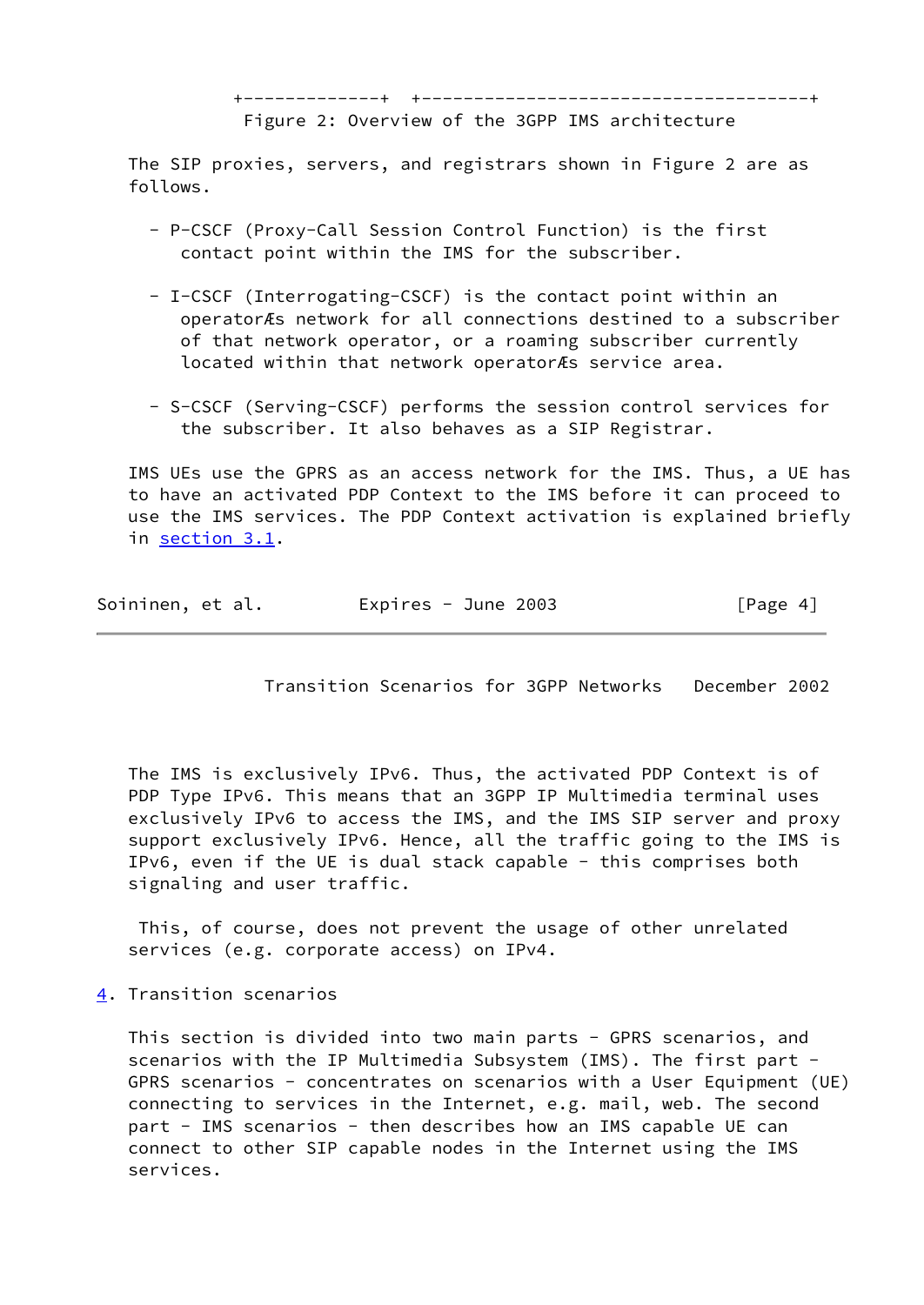```
+-------------+  +-----------------------------------+
```

Figure 2: Overview of the 3GPP IMS architecture

The SIP proxies, servers, and registrars shown in Figure 2 are as follows.

- P-CSCF (Proxy-Call Session Control Function) is the first contact point within the IMS for the subscriber.

- I-CSCF (Interrogating-CSCF) is the contact point within an operatorÆs network for all connections destined to a subscriber of that network operator, or a roaming subscriber currently located within that network operatorÆs service area.

- S-CSCF (Serving-CSCF) performs the session control services for the subscriber. It also behaves as a SIP Registrar.

IMS UEs use the GPRS as an access network for the IMS. Thus, a UE has to have an activated PDP Context to the IMS before it can proceed to use the IMS services. The PDP Context activation is explained briefly in section 3.1.

The IMS is exclusively IPv6. Thus, the activated PDP Context is of PDP Type IPv6. This means that an 3GPP IP Multimedia terminal uses exclusively IPv6 to access the IMS, and the IMS SIP server and proxy support exclusively IPv6. Hence, all the traffic going to the IMS is IPv6, even if the UE is dual stack capable - this comprises both signaling and user traffic.

This, of course, does not prevent the usage of other unrelated services (e.g. corporate access) on IPv4.

## 4. Transition scenarios

This section is divided into two main parts - GPRS scenarios, and scenarios with the IP Multimedia Subsystem (IMS). The first part - GPRS scenarios - concentrates on scenarios with a User Equipment (UE) connecting to services in the Internet, e.g. mail, web. The second part - IMS scenarios - then describes how an IMS capable UE can connect to other SIP capable nodes in the Internet using the IMS services.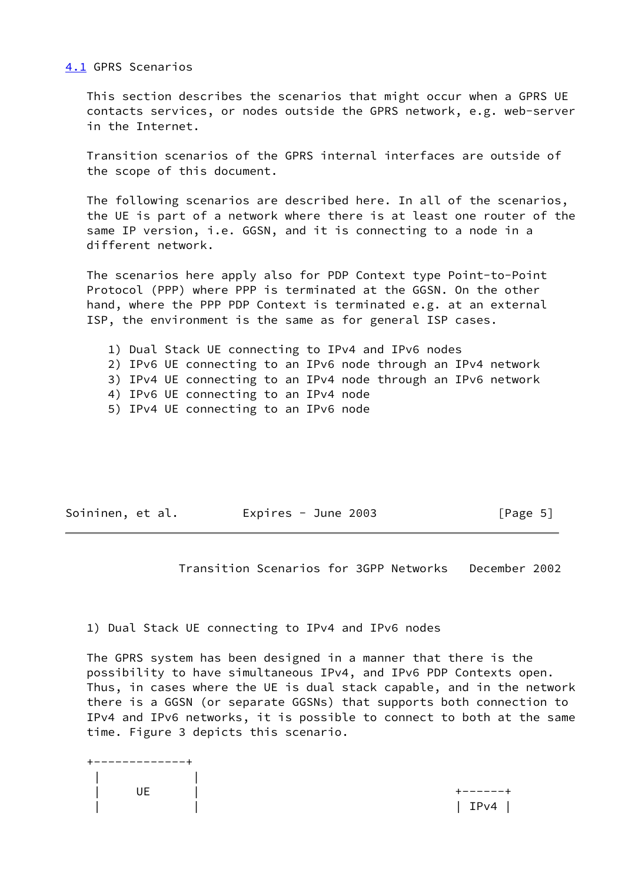## 4.1 GPRS Scenarios

This section describes the scenarios that might occur when a GPRS UE contacts services, or nodes outside the GPRS network, e.g. web-server in the Internet.

Transition scenarios of the GPRS internal interfaces are outside of the scope of this document.

The following scenarios are described here. In all of the scenarios, the UE is part of a network where there is at least one router of the same IP version, i.e. GGSN, and it is connecting to a node in a different network.

The scenarios here apply also for PDP Context type Point-to-Point Protocol (PPP) where PPP is terminated at the GGSN. On the other hand, where the PPP PDP Context is terminated e.g. at an external ISP, the environment is the same as for general ISP cases.

1) Dual Stack UE connecting to IPv4 and IPv6 nodes
2) IPv6 UE connecting to an IPv6 node through an IPv4 network
3) IPv4 UE connecting to an IPv4 node through an IPv6 network
4) IPv6 UE connecting to an IPv4 node
5) IPv4 UE connecting to an IPv6 node

1) Dual Stack UE connecting to IPv4 and IPv6 nodes

The GPRS system has been designed in a manner that there is the possibility to have simultaneous IPv4, and IPv6 PDP Contexts open. Thus, in cases where the UE is dual stack capable, and in the network there is a GGSN (or separate GGSNs) that supports both connection to IPv4 and IPv6 networks, it is possible to connect to both at the same time. Figure 3 depicts this scenario.

```
+-------------+
 |           |
 |     UE    |                                          +------+
 |           |                                          | IPv4 |
```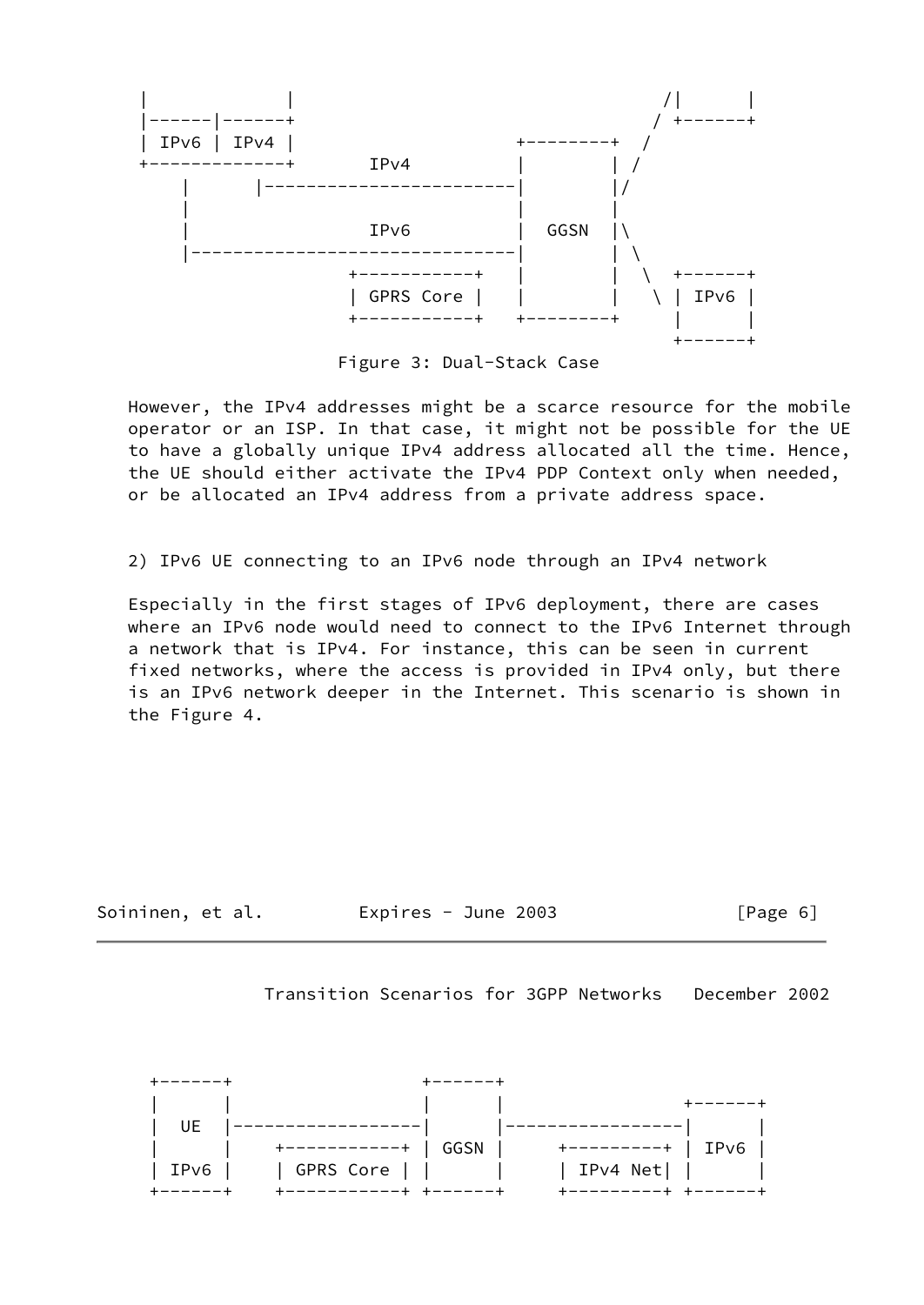```
    |             |                                     /|      |
    |------|------+                                    / +------+
    | IPv6 | IPv4 |                       +---------+  /
    +-------------+       IPv4            |         | /
        |      |------------------------|         |/
        |                               |         |
        |                 IPv6          |  GGSN   |\
        |-------------------------------|         | \
                      +-----------+     |         |  \  +------+
                      | GPRS Core |     |         |   \ | IPv6 |
                      +-----------+     +---------+     |      |
                                                        +------+
```

Figure 3: Dual-Stack Case

However, the IPv4 addresses might be a scarce resource for the mobile operator or an ISP. In that case, it might not be possible for the UE to have a globally unique IPv4 address allocated all the time. Hence, the UE should either activate the IPv4 PDP Context only when needed, or be allocated an IPv4 address from a private address space.

2) IPv6 UE connecting to an IPv6 node through an IPv4 network

Especially in the first stages of IPv6 deployment, there are cases where an IPv6 node would need to connect to the IPv6 Internet through a network that is IPv4. For instance, this can be seen in current fixed networks, where the access is provided in IPv4 only, but there is an IPv6 network deeper in the Internet. This scenario is shown in the Figure 4.

```
 +------+                 +-------+
 |      |                 |       |                  +------+
 |  UE  |-----------------|       |------------------|      |
 |      |    +-----------+ | GGSN |     +---------+ | IPv6 |
 | IPv6 |    | GPRS Core | |      |     | IPv4 Net| |      |
 +------+    +-----------+ +-------+     +---------+ +------+
```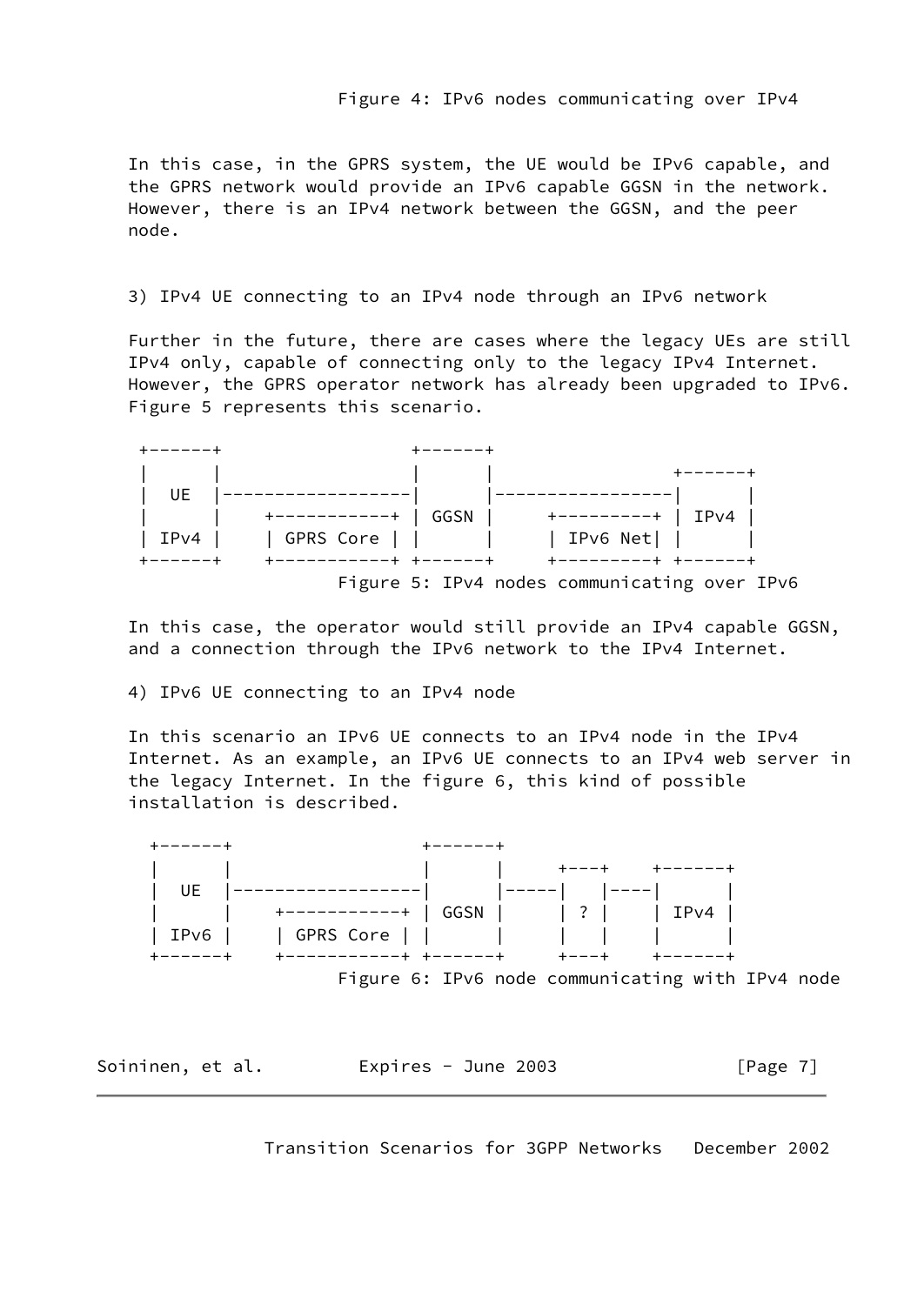Figure 4: IPv6 nodes communicating over IPv4

In this case, in the GPRS system, the UE would be IPv6 capable, and the GPRS network would provide an IPv6 capable GGSN in the network. However, there is an IPv4 network between the GGSN, and the peer node.

3) IPv4 UE connecting to an IPv4 node through an IPv6 network

Further in the future, there are cases where the legacy UEs are still IPv4 only, capable of connecting only to the legacy IPv4 Internet. However, the GPRS operator network has already been upgraded to IPv6. Figure 5 represents this scenario.

```
 +------+                 +------+
 |      |                 |      |                 +------+
 |  UE  |-----------------|      |-----------------|      |
 |      |    +-----------+ | GGSN |    +---------+ | IPv4 |
 | IPv4 |    | GPRS Core | |      |    | IPv6 Net| |      |
 +------+    +-----------+ +------+    +---------+ +------+
```

Figure 5: IPv4 nodes communicating over IPv6

In this case, the operator would still provide an IPv4 capable GGSN, and a connection through the IPv6 network to the IPv4 Internet.

4) IPv6 UE connecting to an IPv4 node

In this scenario an IPv6 UE connects to an IPv4 node in the IPv4 Internet. As an example, an IPv6 UE connects to an IPv4 web server in the legacy Internet. In the figure 6, this kind of possible installation is described.

```
 +------+                 +------+
 |      |                 |      |     +---+    +------+
 |  UE  |-----------------|      |-----|   |----|      |
 |      |    +-----------+ | GGSN |     | ? |    | IPv4 |
 | IPv6 |    | GPRS Core | |      |     |   |    |      |
 +------+    +-----------+ +------+     +---+    +------+
```

Figure 6: IPv6 node communicating with IPv4 node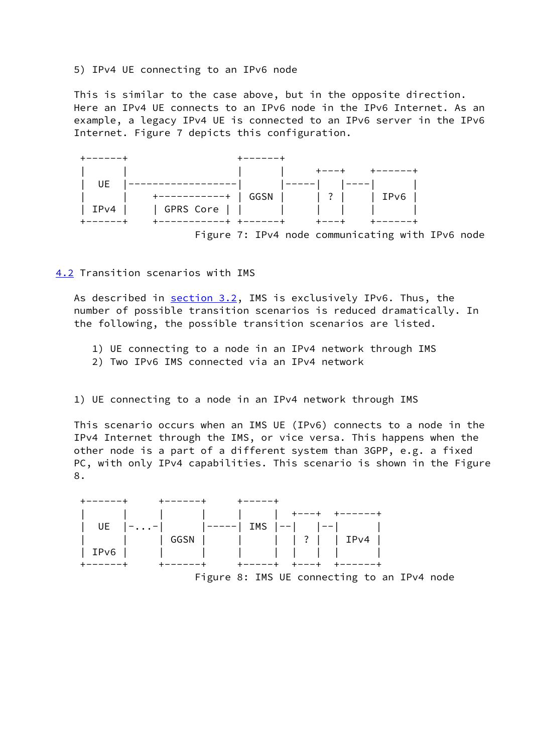5) IPv4 UE connecting to an IPv6 node

This is similar to the case above, but in the opposite direction. Here an IPv4 UE connects to an IPv6 node in the IPv6 Internet. As an example, a legacy IPv4 UE is connected to an IPv6 server in the IPv6 Internet. Figure 7 depicts this configuration.

```
 +------+                  +------+
 |      |                  |      |     +---+    +------+
 |  UE  |------------------|      |-----|   |----|      |
 |      |    +-----------+ | GGSN |     | ? |    | IPv6 |
 | IPv4 |    | GPRS Core | |      |     |   |    |      |
 +------+    +-----------+ +------+     +---+    +------+
```

Figure 7: IPv4 node communicating with IPv6 node

## 4.2 Transition scenarios with IMS

As described in section 3.2, IMS is exclusively IPv6. Thus, the number of possible transition scenarios is reduced dramatically. In the following, the possible transition scenarios are listed.

1) UE connecting to a node in an IPv4 network through IMS
2) Two IPv6 IMS connected via an IPv4 network

1) UE connecting to a node in an IPv4 network through IMS

This scenario occurs when an IMS UE (IPv6) connects to a node in the IPv4 Internet through the IMS, or vice versa. This happens when the other node is a part of a different system than 3GPP, e.g. a fixed PC, with only IPv4 capabilities. This scenario is shown in the Figure 8.

```
 +------+     +------+     +-----+
 |      |     |      |     |     |  +---+  +------+
 |  UE  |-...-|      |-----| IMS |--|   |--|      |
 |      |     | GGSN |     |     |  | ? |  | IPv4 |
 | IPv6 |     |      |     |     |  |   |  |      |
 +------+     +------+     +-----+  +---+  +------+
```

Figure 8: IMS UE connecting to an IPv4 node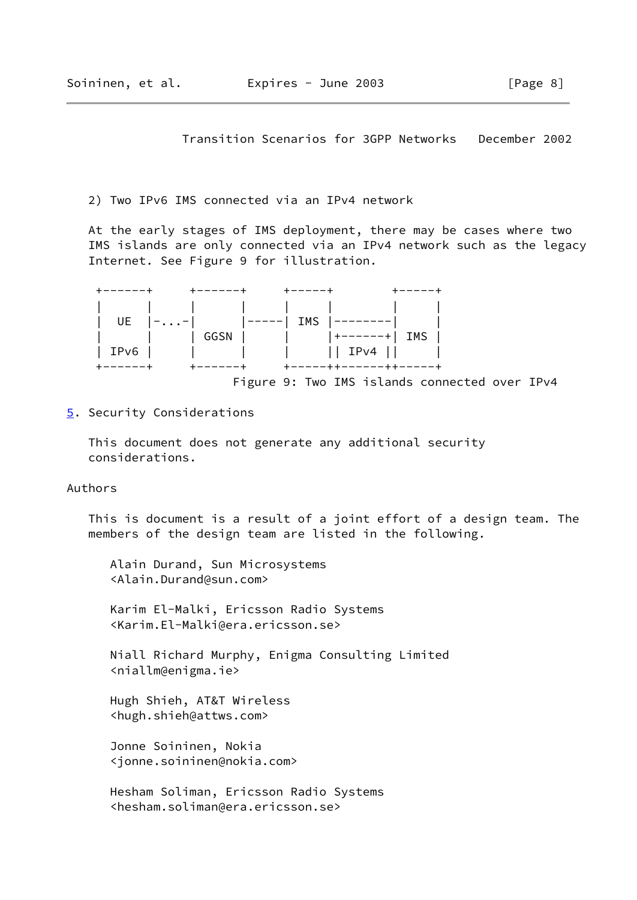2) Two IPv6 IMS connected via an IPv4 network

At the early stages of IMS deployment, there may be cases where two IMS islands are only connected via an IPv4 network such as the legacy Internet. See Figure 9 for illustration.

```
 +------+     +------+     +-----+         +-----+
 |      |     |      |     |     |         |     |
 |  UE  |-...-|      |-----| IMS |---------|     |
 |      |     | GGSN |     |     |+-------+| IMS |
 | IPv6 |     |      |     |     || IPv4 ||     |
 +------+     +------+     +-----++------++-----+
```

Figure 9: Two IMS islands connected over IPv4

## 5. Security Considerations

This document does not generate any additional security considerations.

## Authors

This is document is a result of a joint effort of a design team. The members of the design team are listed in the following.

Alain Durand, Sun Microsystems
<Alain.Durand@sun.com>

Karim El-Malki, Ericsson Radio Systems
<Karim.El-Malki@era.ericsson.se>

Niall Richard Murphy, Enigma Consulting Limited
<niallm@enigma.ie>

Hugh Shieh, AT&T Wireless
<hugh.shieh@attws.com>

Jonne Soininen, Nokia
<jonne.soininen@nokia.com>

Hesham Soliman, Ericsson Radio Systems
<hesham.soliman@era.ericsson.se>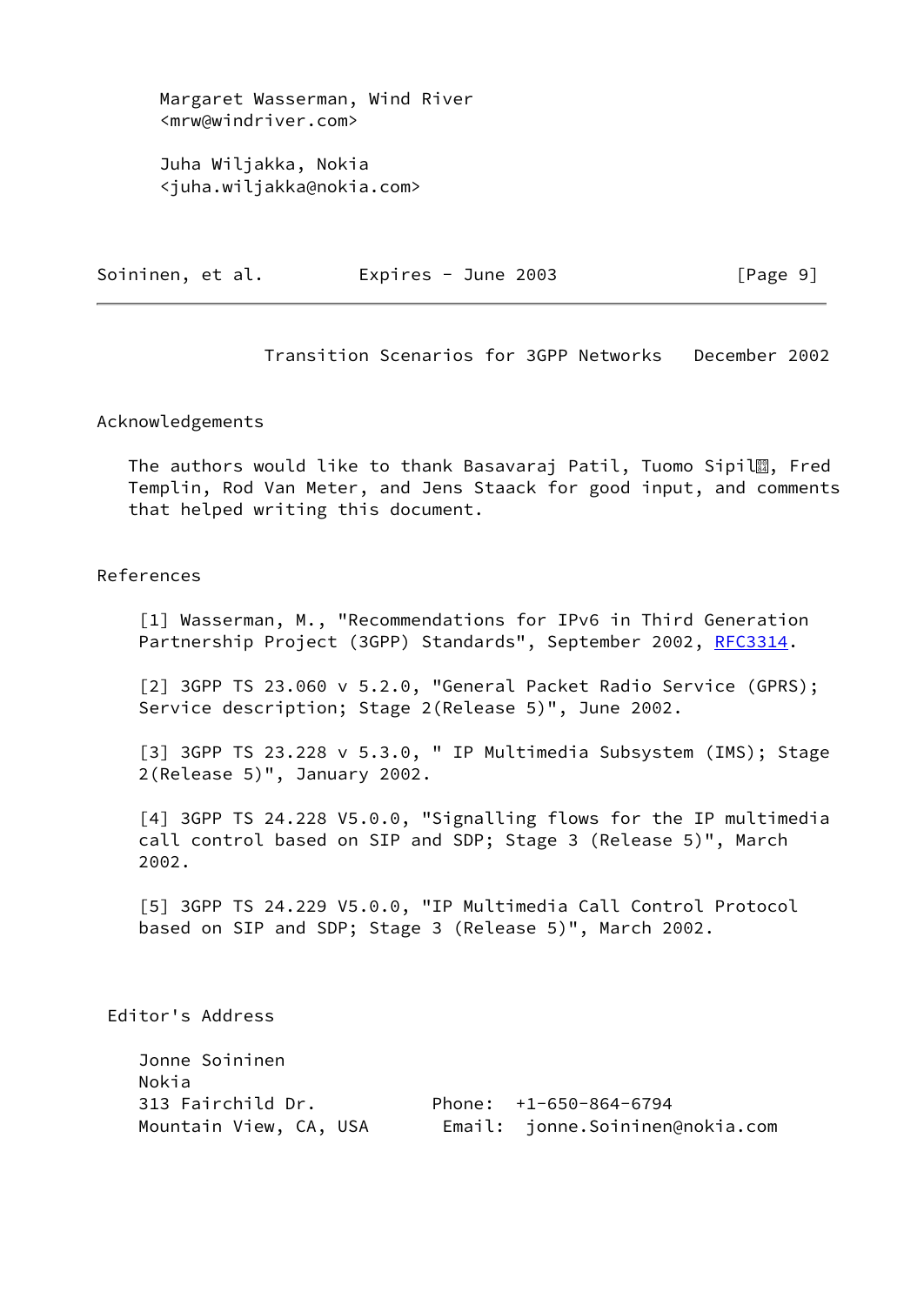Margaret Wasserman, Wind River
<mrw@windriver.com>

Juha Wiljakka, Nokia
<juha.wiljakka@nokia.com>

## Acknowledgements

The authors would like to thank Basavaraj Patil, Tuomo Sipilä, Fred Templin, Rod Van Meter, and Jens Staack for good input, and comments that helped writing this document.

## References

[1] Wasserman, M., "Recommendations for IPv6 in Third Generation Partnership Project (3GPP) Standards", September 2002, RFC3314.

[2] 3GPP TS 23.060 v 5.2.0, "General Packet Radio Service (GPRS); Service description; Stage 2(Release 5)", June 2002.

[3] 3GPP TS 23.228 v 5.3.0, " IP Multimedia Subsystem (IMS); Stage 2(Release 5)", January 2002.

[4] 3GPP TS 24.228 V5.0.0, "Signalling flows for the IP multimedia call control based on SIP and SDP; Stage 3 (Release 5)", March 2002.

[5] 3GPP TS 24.229 V5.0.0, "IP Multimedia Call Control Protocol based on SIP and SDP; Stage 3 (Release 5)", March 2002.

## Editor's Address

Jonne Soininen
Nokia
313 Fairchild Dr.  Phone: +1-650-864-6794
Mountain View, CA, USA  Email: jonne.Soininen@nokia.com